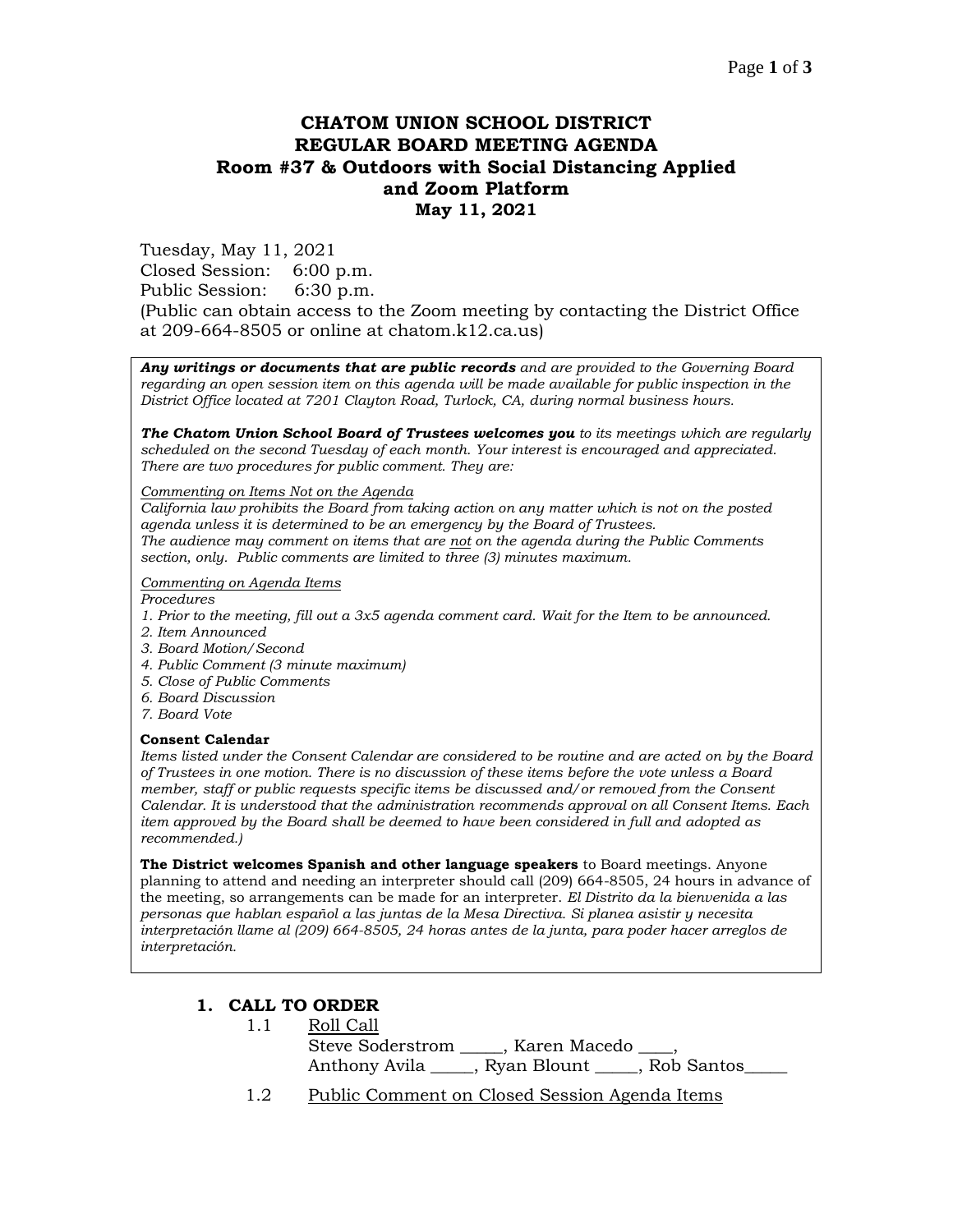# CHATOM UNION SCHOOL DISTRICT
# REGULAR BOARD MEETING AGENDA
## Room #37 & Outdoors with Social Distancing Applied and Zoom Platform
## May 11, 2021

Tuesday, May 11, 2021
Closed Session: 6:00 p.m.
Public Session: 6:30 p.m.
(Public can obtain access to the Zoom meeting by contacting the District Office at 209-664-8505 or online at chatom.k12.ca.us)

***Any writings or documents that are public records*** *and are provided to the Governing Board regarding an open session item on this agenda will be made available for public inspection in the District Office located at 7201 Clayton Road, Turlock, CA, during normal business hours.*

***The Chatom Union School Board of Trustees welcomes you*** *to its meetings which are regularly scheduled on the second Tuesday of each month. Your interest is encouraged and appreciated. There are two procedures for public comment. They are:*

*Commenting on Items Not on the Agenda*
*California law prohibits the Board from taking action on any matter which is not on the posted agenda unless it is determined to be an emergency by the Board of Trustees.*
*The audience may comment on items that are not on the agenda during the Public Comments section, only. Public comments are limited to three (3) minutes maximum.*

*Commenting on Agenda Items*
*Procedures*
1. *Prior to the meeting, fill out a 3x5 agenda comment card. Wait for the Item to be announced.*
2. *Item Announced*
3. *Board Motion/Second*
4. *Public Comment (3 minute maximum)*
5. *Close of Public Comments*
6. *Board Discussion*
7. *Board Vote*

**Consent Calendar**
*Items listed under the Consent Calendar are considered to be routine and are acted on by the Board of Trustees in one motion. There is no discussion of these items before the vote unless a Board member, staff or public requests specific items be discussed and/or removed from the Consent Calendar. It is understood that the administration recommends approval on all Consent Items. Each item approved by the Board shall be deemed to have been considered in full and adopted as recommended.)*

**The District welcomes Spanish and other language speakers** to Board meetings. Anyone planning to attend and needing an interpreter should call (209) 664-8505, 24 hours in advance of the meeting, so arrangements can be made for an interpreter. *El Distrito da la bienvenida a las personas que hablan español a las juntas de la Mesa Directiva. Si planea asistir y necesita interpretación llame al (209) 664-8505, 24 horas antes de la junta, para poder hacer arreglos de interpretación.*

## 1. CALL TO ORDER

1.1 Roll Call
Steve Soderstrom _____, Karen Macedo ____, Anthony Avila _____, Ryan Blount _____, Rob Santos_____

1.2 Public Comment on Closed Session Agenda Items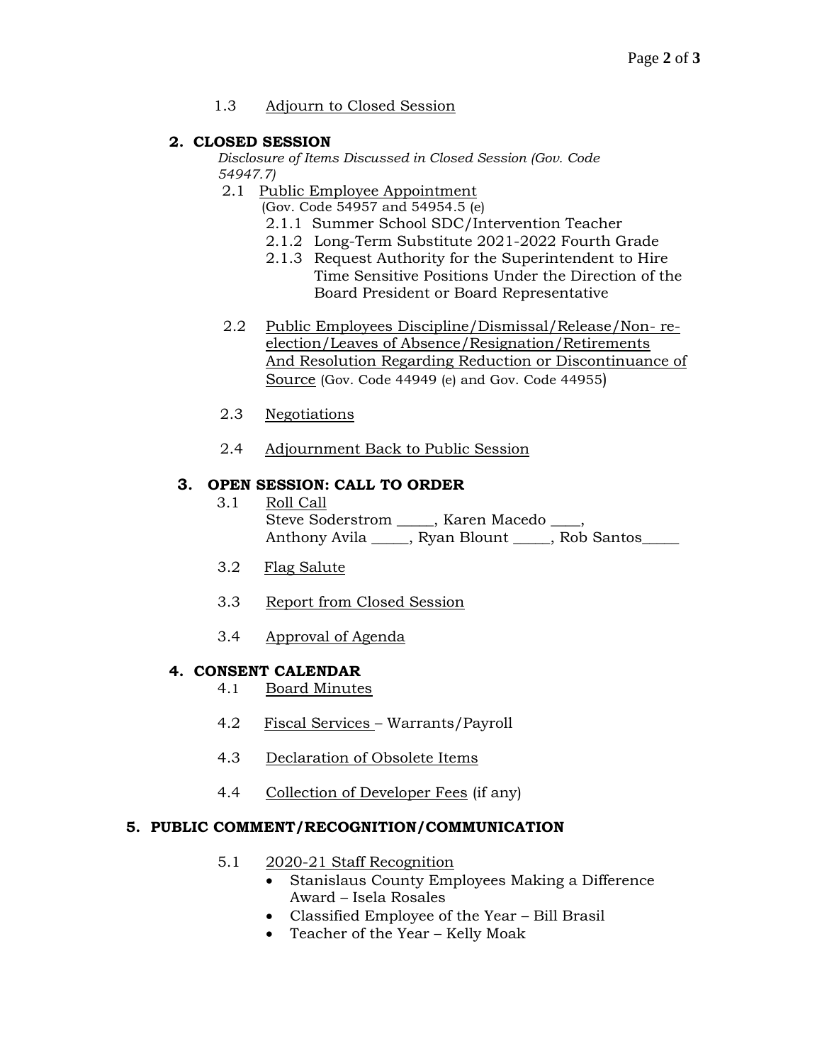1.3 Adjourn to Closed Session

## 2. CLOSED SESSION

*Disclosure of Items Discussed in Closed Session (Gov. Code 54947.7)*

2.1 Public Employee Appointment
(Gov. Code 54957 and 54954.5 (e)
- 2.1.1 Summer School SDC/Intervention Teacher
- 2.1.2 Long-Term Substitute 2021-2022 Fourth Grade
- 2.1.3 Request Authority for the Superintendent to Hire Time Sensitive Positions Under the Direction of the Board President or Board Representative

2.2 Public Employees Discipline/Dismissal/Release/Non- re-election/Leaves of Absence/Resignation/Retirements And Resolution Regarding Reduction or Discontinuance of Source (Gov. Code 44949 (e) and Gov. Code 44955)

2.3 Negotiations

2.4 Adjournment Back to Public Session

## 3. OPEN SESSION: CALL TO ORDER

3.1 Roll Call
Steve Soderstrom _____, Karen Macedo ____,
Anthony Avila _____, Ryan Blount _____, Rob Santos_____

3.2 Flag Salute

3.3 Report from Closed Session

3.4 Approval of Agenda

## 4. CONSENT CALENDAR

4.1 Board Minutes

4.2 Fiscal Services – Warrants/Payroll

4.3 Declaration of Obsolete Items

4.4 Collection of Developer Fees (if any)

## 5. PUBLIC COMMENT/RECOGNITION/COMMUNICATION

5.1 2020-21 Staff Recognition
- Stanislaus County Employees Making a Difference Award – Isela Rosales
- Classified Employee of the Year – Bill Brasil
- Teacher of the Year – Kelly Moak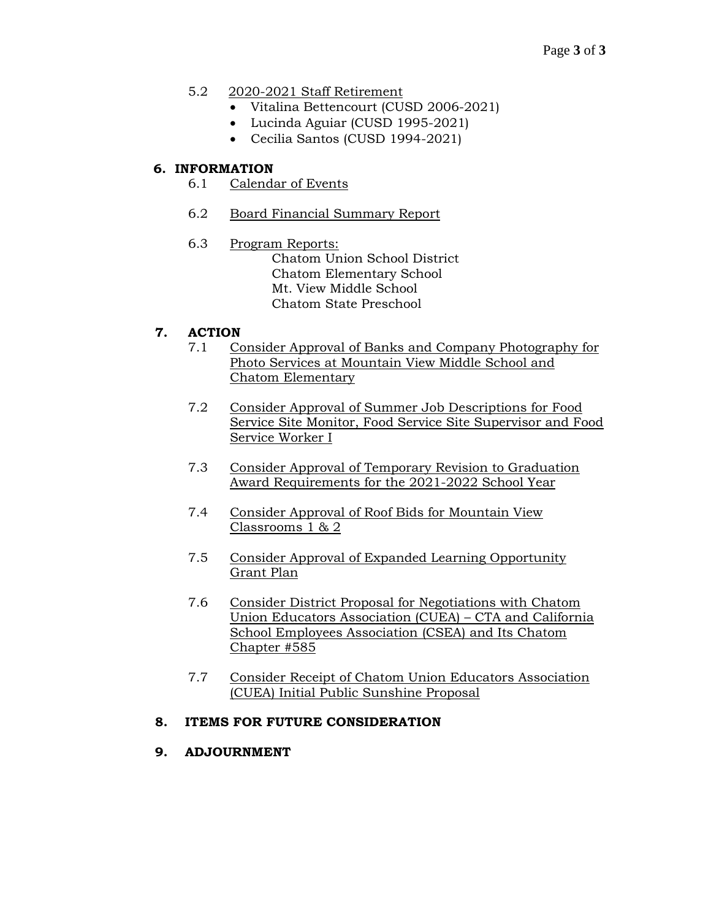5.2 2020-2021 Staff Retirement

- Vitalina Bettencourt (CUSD 2006-2021)
- Lucinda Aguiar (CUSD 1995-2021)
- Cecilia Santos (CUSD 1994-2021)

## 6. INFORMATION

6.1 Calendar of Events

6.2 Board Financial Summary Report

6.3 Program Reports:

Chatom Union School District
Chatom Elementary School
Mt. View Middle School
Chatom State Preschool

## 7. ACTION

7.1 Consider Approval of Banks and Company Photography for Photo Services at Mountain View Middle School and Chatom Elementary

7.2 Consider Approval of Summer Job Descriptions for Food Service Site Monitor, Food Service Site Supervisor and Food Service Worker I

7.3 Consider Approval of Temporary Revision to Graduation Award Requirements for the 2021-2022 School Year

7.4 Consider Approval of Roof Bids for Mountain View Classrooms 1 & 2

7.5 Consider Approval of Expanded Learning Opportunity Grant Plan

7.6 Consider District Proposal for Negotiations with Chatom Union Educators Association (CUEA) – CTA and California School Employees Association (CSEA) and Its Chatom Chapter #585

7.7 Consider Receipt of Chatom Union Educators Association (CUEA) Initial Public Sunshine Proposal

## 8. ITEMS FOR FUTURE CONSIDERATION

## 9. ADJOURNMENT